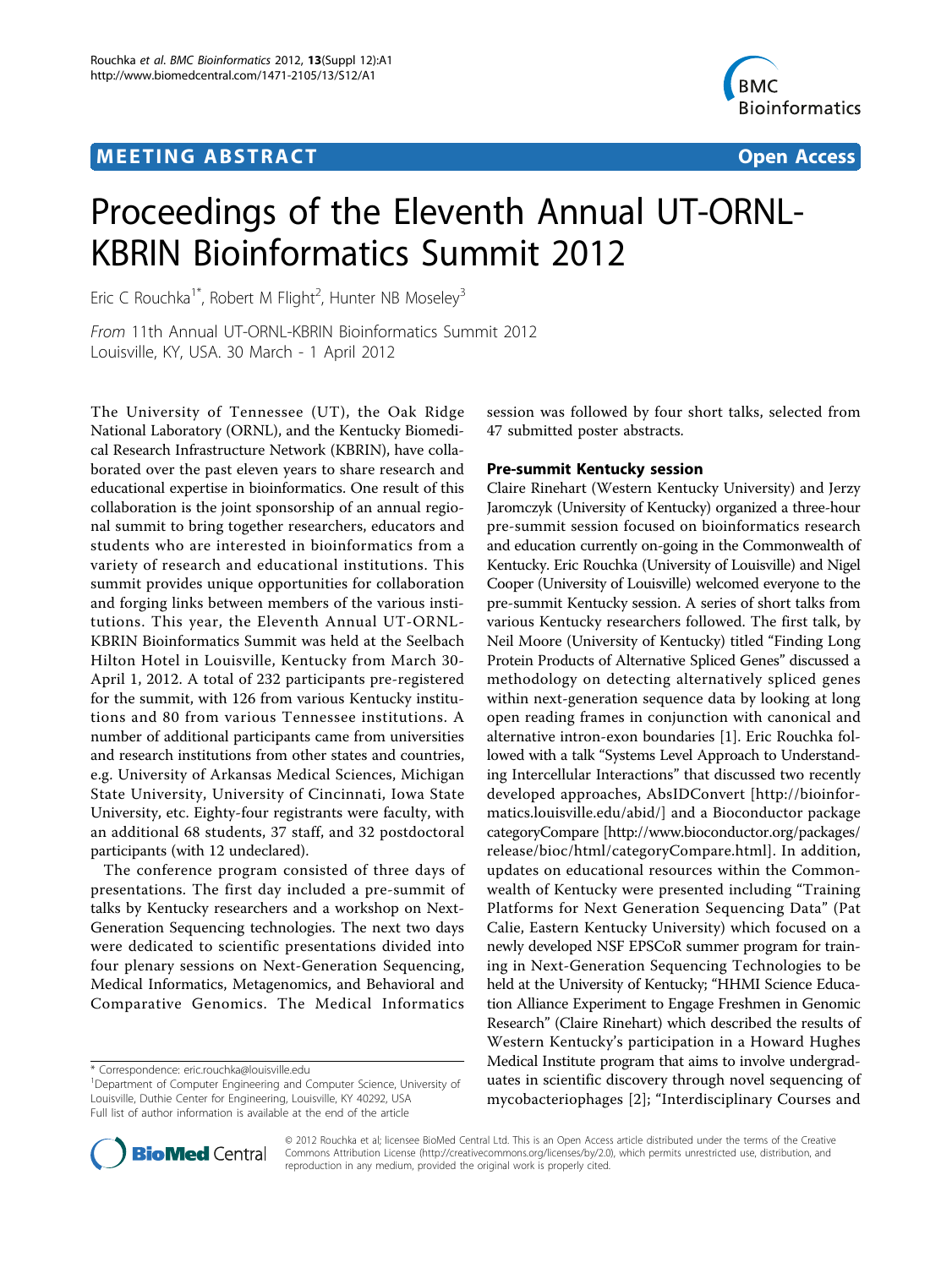MEETING ABSTRACT Open Access

# Proceedings of the Eleventh Annual UT-ORNL-KBRIN Bioinformatics Summit 2012

Eric C Rouchka[1*], Robert M Flight[2], Hunter NB Moseley[3]

*From* 11th Annual UT-ORNL-KBRIN Bioinformatics Summit 2012
Louisville, KY, USA. 30 March - 1 April 2012

The University of Tennessee (UT), the Oak Ridge National Laboratory (ORNL), and the Kentucky Biomedical Research Infrastructure Network (KBRIN), have collaborated over the past eleven years to share research and educational expertise in bioinformatics. One result of this collaboration is the joint sponsorship of an annual regional summit to bring together researchers, educators and students who are interested in bioinformatics from a variety of research and educational institutions. This summit provides unique opportunities for collaboration and forging links between members of the various institutions. This year, the Eleventh Annual UT-ORNL-KBRIN Bioinformatics Summit was held at the Seelbach Hilton Hotel in Louisville, Kentucky from March 30-April 1, 2012. A total of 232 participants pre-registered for the summit, with 126 from various Kentucky institutions and 80 from various Tennessee institutions. A number of additional participants came from universities and research institutions from other states and countries, e.g. University of Arkansas Medical Sciences, Michigan State University, University of Cincinnati, Iowa State University, etc. Eighty-four registrants were faculty, with an additional 68 students, 37 staff, and 32 postdoctoral participants (with 12 undeclared).

The conference program consisted of three days of presentations. The first day included a pre-summit of talks by Kentucky researchers and a workshop on Next-Generation Sequencing technologies. The next two days were dedicated to scientific presentations divided into four plenary sessions on Next-Generation Sequencing, Medical Informatics, Metagenomics, and Behavioral and Comparative Genomics. The Medical Informatics session was followed by four short talks, selected from 47 submitted poster abstracts.

### Pre-summit Kentucky session

Claire Rinehart (Western Kentucky University) and Jerzy Jaromczyk (University of Kentucky) organized a three-hour pre-summit session focused on bioinformatics research and education currently on-going in the Commonwealth of Kentucky. Eric Rouchka (University of Louisville) and Nigel Cooper (University of Louisville) welcomed everyone to the pre-summit Kentucky session. A series of short talks from various Kentucky researchers followed. The first talk, by Neil Moore (University of Kentucky) titled "Finding Long Protein Products of Alternative Spliced Genes" discussed a methodology on detecting alternatively spliced genes within next-generation sequence data by looking at long open reading frames in conjunction with canonical and alternative intron-exon boundaries [1]. Eric Rouchka followed with a talk "Systems Level Approach to Understanding Intercellular Interactions" that discussed two recently developed approaches, AbsIDConvert [http://bioinformatics.louisville.edu/abid/] and a Bioconductor package categoryCompare [http://www.bioconductor.org/packages/release/bioc/html/categoryCompare.html]. In addition, updates on educational resources within the Commonwealth of Kentucky were presented including "Training Platforms for Next Generation Sequencing Data" (Pat Calie, Eastern Kentucky University) which focused on a newly developed NSF EPSCoR summer program for training in Next-Generation Sequencing Technologies to be held at the University of Kentucky; "HHMI Science Education Alliance Experiment to Engage Freshmen in Genomic Research" (Claire Rinehart) which described the results of Western Kentucky's participation in a Howard Hughes Medical Institute program that aims to involve undergraduates in scientific discovery through novel sequencing of mycobacteriophages [2]; "Interdisciplinary Courses and

\* Correspondence: eric.rouchka@louisville.edu
[1]Department of Computer Engineering and Computer Science, University of Louisville, Duthie Center for Engineering, Louisville, KY 40292, USA
Full list of author information is available at the end of the article

© 2012 Rouchka et al; licensee BioMed Central Ltd. This is an Open Access article distributed under the terms of the Creative Commons Attribution License (http://creativecommons.org/licenses/by/2.0), which permits unrestricted use, distribution, and reproduction in any medium, provided the original work is properly cited.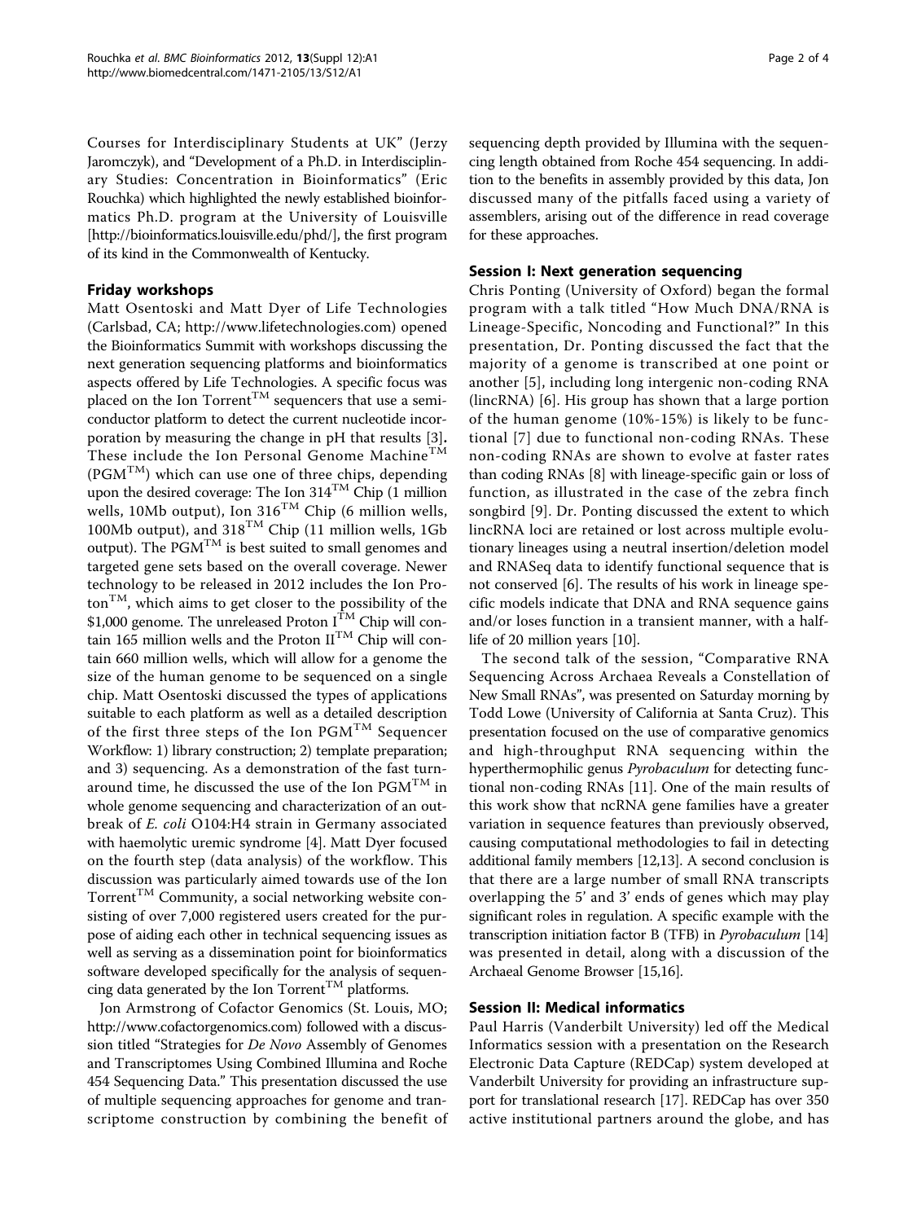Courses for Interdisciplinary Students at UK" (Jerzy Jaromczyk), and "Development of a Ph.D. in Interdisciplinary Studies: Concentration in Bioinformatics" (Eric Rouchka) which highlighted the newly established bioinformatics Ph.D. program at the University of Louisville [http://bioinformatics.louisville.edu/phd/], the first program of its kind in the Commonwealth of Kentucky.

## Friday workshops

Matt Osentoski and Matt Dyer of Life Technologies (Carlsbad, CA; http://www.lifetechnologies.com) opened the Bioinformatics Summit with workshops discussing the next generation sequencing platforms and bioinformatics aspects offered by Life Technologies. A specific focus was placed on the Ion Torrent™ sequencers that use a semiconductor platform to detect the current nucleotide incorporation by measuring the change in pH that results [3]. These include the Ion Personal Genome Machine™ (PGM™) which can use one of three chips, depending upon the desired coverage: The Ion 314™ Chip (1 million wells, 10Mb output), Ion 316™ Chip (6 million wells, 100Mb output), and 318™ Chip (11 million wells, 1Gb output). The PGM™ is best suited to small genomes and targeted gene sets based on the overall coverage. Newer technology to be released in 2012 includes the Ion Proton™, which aims to get closer to the possibility of the $1,000 genome. The unreleased Proton I™ Chip will contain 165 million wells and the Proton II™ Chip will contain 660 million wells, which will allow for a genome the size of the human genome to be sequenced on a single chip. Matt Osentoski discussed the types of applications suitable to each platform as well as a detailed description of the first three steps of the Ion PGM™ Sequencer Workflow: 1) library construction; 2) template preparation; and 3) sequencing. As a demonstration of the fast turnaround time, he discussed the use of the Ion PGM™ in whole genome sequencing and characterization of an outbreak of *E. coli* O104:H4 strain in Germany associated with haemolytic uremic syndrome [4]. Matt Dyer focused on the fourth step (data analysis) of the workflow. This discussion was particularly aimed towards use of the Ion Torrent™ Community, a social networking website consisting of over 7,000 registered users created for the purpose of aiding each other in technical sequencing issues as well as serving as a dissemination point for bioinformatics software developed specifically for the analysis of sequencing data generated by the Ion Torrent™ platforms.

Jon Armstrong of Cofactor Genomics (St. Louis, MO; http://www.cofactorgenomics.com) followed with a discussion titled "Strategies for *De Novo* Assembly of Genomes and Transcriptomes Using Combined Illumina and Roche 454 Sequencing Data." This presentation discussed the use of multiple sequencing approaches for genome and transcriptome construction by combining the benefit of sequencing depth provided by Illumina with the sequencing length obtained from Roche 454 sequencing. In addition to the benefits in assembly provided by this data, Jon discussed many of the pitfalls faced using a variety of assemblers, arising out of the difference in read coverage for these approaches.

## Session I: Next generation sequencing

Chris Ponting (University of Oxford) began the formal program with a talk titled "How Much DNA/RNA is Lineage-Specific, Noncoding and Functional?" In this presentation, Dr. Ponting discussed the fact that the majority of a genome is transcribed at one point or another [5], including long intergenic non-coding RNA (lincRNA) [6]. His group has shown that a large portion of the human genome (10%-15%) is likely to be functional [7] due to functional non-coding RNAs. These non-coding RNAs are shown to evolve at faster rates than coding RNAs [8] with lineage-specific gain or loss of function, as illustrated in the case of the zebra finch songbird [9]. Dr. Ponting discussed the extent to which lincRNA loci are retained or lost across multiple evolutionary lineages using a neutral insertion/deletion model and RNASeq data to identify functional sequence that is not conserved [6]. The results of his work in lineage specific models indicate that DNA and RNA sequence gains and/or loses function in a transient manner, with a half-life of 20 million years [10].

The second talk of the session, "Comparative RNA Sequencing Across Archaea Reveals a Constellation of New Small RNAs", was presented on Saturday morning by Todd Lowe (University of California at Santa Cruz). This presentation focused on the use of comparative genomics and high-throughput RNA sequencing within the hyperthermophilic genus *Pyrobaculum* for detecting functional non-coding RNAs [11]. One of the main results of this work show that ncRNA gene families have a greater variation in sequence features than previously observed, causing computational methodologies to fail in detecting additional family members [12,13]. A second conclusion is that there are a large number of small RNA transcripts overlapping the 5' and 3' ends of genes which may play significant roles in regulation. A specific example with the transcription initiation factor B (TFB) in *Pyrobaculum* [14] was presented in detail, along with a discussion of the Archaeal Genome Browser [15,16].

## Session II: Medical informatics

Paul Harris (Vanderbilt University) led off the Medical Informatics session with a presentation on the Research Electronic Data Capture (REDCap) system developed at Vanderbilt University for providing an infrastructure support for translational research [17]. REDCap has over 350 active institutional partners around the globe, and has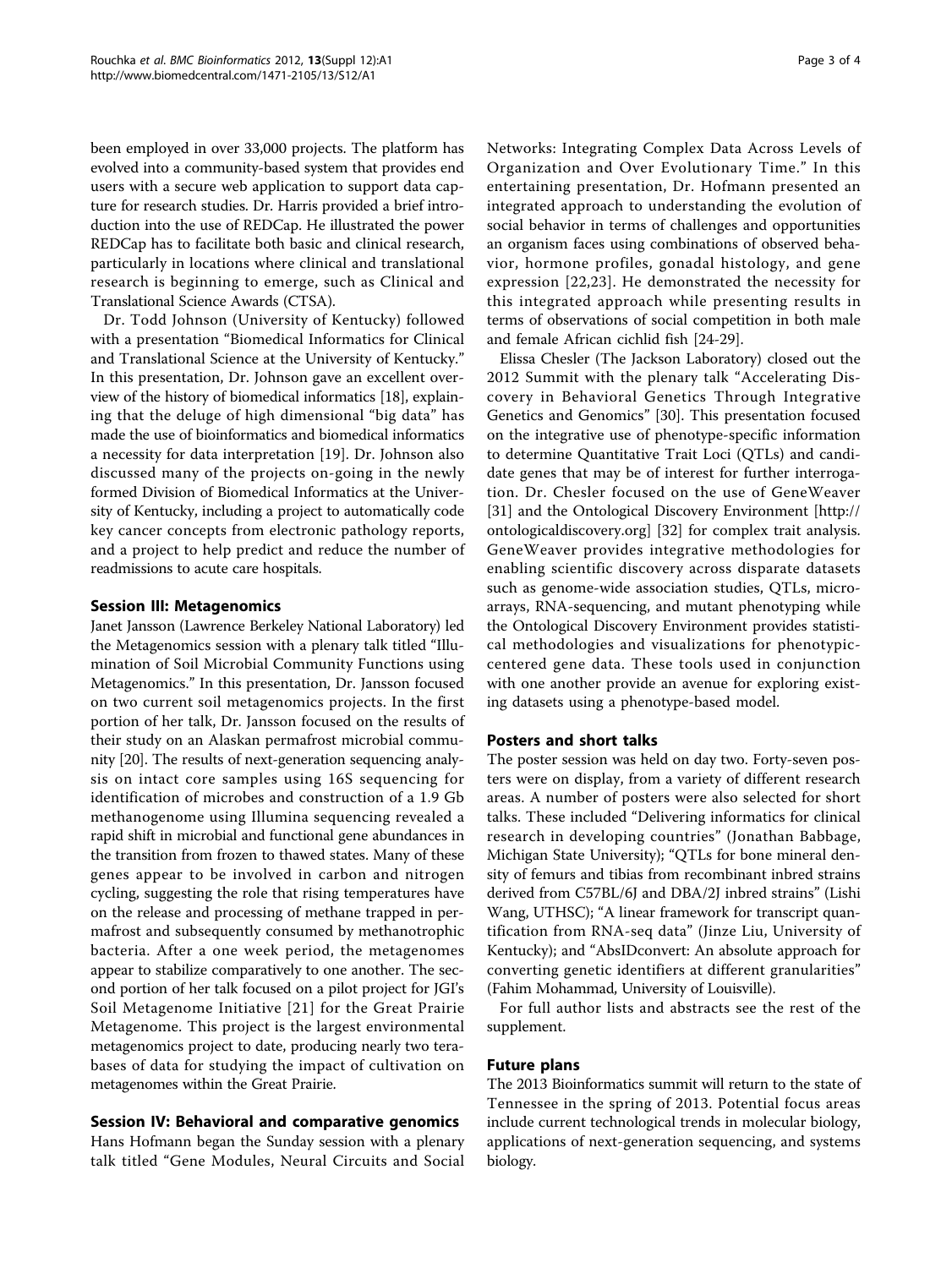been employed in over 33,000 projects. The platform has evolved into a community-based system that provides end users with a secure web application to support data capture for research studies. Dr. Harris provided a brief introduction into the use of REDCap. He illustrated the power REDCap has to facilitate both basic and clinical research, particularly in locations where clinical and translational research is beginning to emerge, such as Clinical and Translational Science Awards (CTSA).

Dr. Todd Johnson (University of Kentucky) followed with a presentation "Biomedical Informatics for Clinical and Translational Science at the University of Kentucky." In this presentation, Dr. Johnson gave an excellent overview of the history of biomedical informatics [18], explaining that the deluge of high dimensional "big data" has made the use of bioinformatics and biomedical informatics a necessity for data interpretation [19]. Dr. Johnson also discussed many of the projects on-going in the newly formed Division of Biomedical Informatics at the University of Kentucky, including a project to automatically code key cancer concepts from electronic pathology reports, and a project to help predict and reduce the number of readmissions to acute care hospitals.

## Session III: Metagenomics

Janet Jansson (Lawrence Berkeley National Laboratory) led the Metagenomics session with a plenary talk titled "Illumination of Soil Microbial Community Functions using Metagenomics." In this presentation, Dr. Jansson focused on two current soil metagenomics projects. In the first portion of her talk, Dr. Jansson focused on the results of their study on an Alaskan permafrost microbial community [20]. The results of next-generation sequencing analysis on intact core samples using 16S sequencing for identification of microbes and construction of a 1.9 Gb methanogenome using Illumina sequencing revealed a rapid shift in microbial and functional gene abundances in the transition from frozen to thawed states. Many of these genes appear to be involved in carbon and nitrogen cycling, suggesting the role that rising temperatures have on the release and processing of methane trapped in permafrost and subsequently consumed by methanotrophic bacteria. After a one week period, the metagenomes appear to stabilize comparatively to one another. The second portion of her talk focused on a pilot project for JGI's Soil Metagenome Initiative [21] for the Great Prairie Metagenome. This project is the largest environmental metagenomics project to date, producing nearly two terabases of data for studying the impact of cultivation on metagenomes within the Great Prairie.

## Session IV: Behavioral and comparative genomics

Hans Hofmann began the Sunday session with a plenary talk titled "Gene Modules, Neural Circuits and Social Networks: Integrating Complex Data Across Levels of Organization and Over Evolutionary Time." In this entertaining presentation, Dr. Hofmann presented an integrated approach to understanding the evolution of social behavior in terms of challenges and opportunities an organism faces using combinations of observed behavior, hormone profiles, gonadal histology, and gene expression [22,23]. He demonstrated the necessity for this integrated approach while presenting results in terms of observations of social competition in both male and female African cichlid fish [24-29].

Elissa Chesler (The Jackson Laboratory) closed out the 2012 Summit with the plenary talk "Accelerating Discovery in Behavioral Genetics Through Integrative Genetics and Genomics" [30]. This presentation focused on the integrative use of phenotype-specific information to determine Quantitative Trait Loci (QTLs) and candidate genes that may be of interest for further interrogation. Dr. Chesler focused on the use of GeneWeaver [31] and the Ontological Discovery Environment [http://ontologicaldiscovery.org] [32] for complex trait analysis. GeneWeaver provides integrative methodologies for enabling scientific discovery across disparate datasets such as genome-wide association studies, QTLs, microarrays, RNA-sequencing, and mutant phenotyping while the Ontological Discovery Environment provides statistical methodologies and visualizations for phenotypic-centered gene data. These tools used in conjunction with one another provide an avenue for exploring existing datasets using a phenotype-based model.

## Posters and short talks

The poster session was held on day two. Forty-seven posters were on display, from a variety of different research areas. A number of posters were also selected for short talks. These included "Delivering informatics for clinical research in developing countries" (Jonathan Babbage, Michigan State University); "QTLs for bone mineral density of femurs and tibias from recombinant inbred strains derived from C57BL/6J and DBA/2J inbred strains" (Lishi Wang, UTHSC); "A linear framework for transcript quantification from RNA-seq data" (Jinze Liu, University of Kentucky); and "AbsIDconvert: An absolute approach for converting genetic identifiers at different granularities" (Fahim Mohammad, University of Louisville).

For full author lists and abstracts see the rest of the supplement.

## Future plans

The 2013 Bioinformatics summit will return to the state of Tennessee in the spring of 2013. Potential focus areas include current technological trends in molecular biology, applications of next-generation sequencing, and systems biology.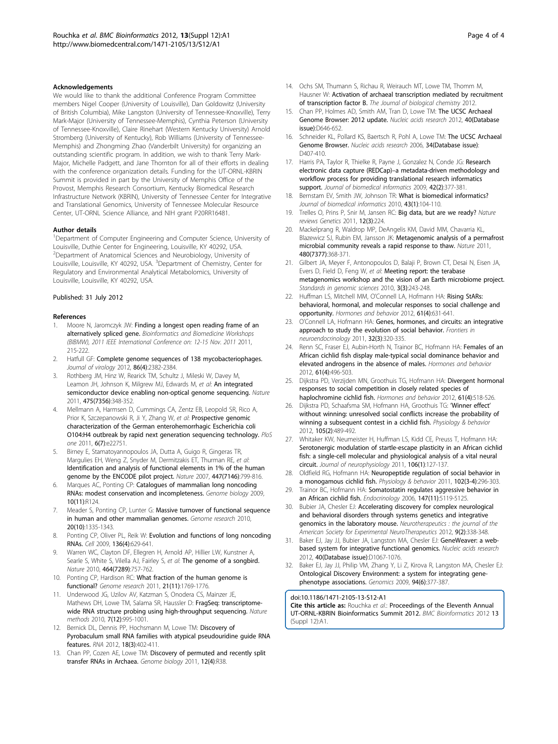### Acknowledgements

We would like to thank the additional Conference Program Committee members Nigel Cooper (University of Louisville), Dan Goldowitz (University of British Columbia), Mike Langston (University of Tennessee-Knoxville), Terry Mark-Major (University of Tennessee-Memphis), Cynthia Peterson (University of Tennessee-Knoxville), Claire Rinehart (Western Kentucky University) Arnold Stromberg (University of Kentucky), Rob Williams (University of Tennessee-Memphis) and Zhongming Zhao (Vanderbilt University) for organizing an outstanding scientific program. In addition, we wish to thank Terry Mark-Major, Michelle Padgett, and Jane Thornton for all of their efforts in dealing with the conference organization details. Funding for the UT-ORNL-KBRIN Summit is provided in part by the University of Memphis Office of the Provost, Memphis Research Consortium, Kentucky Biomedical Research Infrastructure Network (KBRIN), University of Tennessee Center for Integrative and Translational Genomics, University of Tennessee Molecular Resource Center, UT-ORNL Science Alliance, and NIH grant P20RR16481.

### Author details

[1]Department of Computer Engineering and Computer Science, University of Louisville, Duthie Center for Engineering, Louisville, KY 40292, USA. [2]Department of Anatomical Sciences and Neurobiology, University of Louisville, Louisville, KY 40292, USA. [3]Department of Chemistry, Center for Regulatory and Environmental Analytical Metabolomics, University of Louisville, Louisville, KY 40292, USA.

Published: 31 July 2012

### References

1. Moore N, Jaromczyk JW: **Finding a longest open reading frame of an alternatively spliced gene.** *Bioinformatics and Biomedicine Workshops (BIBMW), 2011 IEEE International Conference on: 12-15 Nov. 2011* 2011, 215-222.
2. Hatfull GF: **Complete genome sequences of 138 mycobacteriophages.** *Journal of virology* 2012, **86(4)**:2382-2384.
3. Rothberg JM, Hinz W, Rearick TM, Schultz J, Mileski W, Davey M, Leamon JH, Johnson K, Milgrew MJ, Edwards M, *et al*: **An integrated semiconductor device enabling non-optical genome sequencing.** *Nature* 2011, **475(7356)**:348-352.
4. Mellmann A, Harmsen D, Cummings CA, Zentz EB, Leopold SR, Rico A, Prior K, Szczepanowski R, Ji Y, Zhang W, *et al*: **Prospective genomic characterization of the German enterohemorrhagic Escherichia coli O104:H4 outbreak by rapid next generation sequencing technology.** *PloS one* 2011, **6(7)**:e22751.
5. Birney E, Stamatoyannopoulos JA, Dutta A, Guigo R, Gingeras TR, Margulies EH, Weng Z, Snyder M, Dermitzakis ET, Thurman RE, *et al*: **Identification and analysis of functional elements in 1% of the human genome by the ENCODE pilot project.** *Nature* 2007, **447(7146)**:799-816.
6. Marques AC, Ponting CP: **Catalogues of mammalian long noncoding RNAs: modest conservation and incompleteness.** *Genome biology* 2009, **10(11)**:R124.
7. Meader S, Ponting CP, Lunter G: **Massive turnover of functional sequence in human and other mammalian genomes.** *Genome research* 2010, **20(10)**:1335-1343.
8. Ponting CP, Oliver PL, Reik W: **Evolution and functions of long noncoding RNAs.** *Cell* 2009, **136(4)**:629-641.
9. Warren WC, Clayton DF, Ellegren H, Arnold AP, Hillier LW, Kunstner A, Searle S, White S, Vilella AJ, Fairley S, *et al*: **The genome of a songbird.** *Nature* 2010, **464(7289)**:757-762.
10. Ponting CP, Hardison RC: **What fraction of the human genome is functional?** *Genome research* 2011, **21(11)**:1769-1776.
11. Underwood JG, Uzilov AV, Katzman S, Onodera CS, Mainzer JE, Mathews DH, Lowe TM, Salama SR, Haussler D: **FragSeq: transcriptome-wide RNA structure probing using high-throughput sequencing.** *Nature methods* 2010, **7(12)**:995-1001.
12. Bernick DL, Dennis PP, Hochsmann M, Lowe TM: **Discovery of Pyrobaculum small RNA families with atypical pseudouridine guide RNA features.** *RNA* 2012, **18(3)**:402-411.
13. Chan PP, Cozen AE, Lowe TM: **Discovery of permuted and recently split transfer RNAs in Archaea.** *Genome biology* 2011, **12(4)**:R38.
14. Ochs SM, Thumann S, Richau R, Weirauch MT, Lowe TM, Thomm M, Hausner W: **Activation of archaeal transcription mediated by recruitment of transcription factor B.** *The Journal of biological chemistry* 2012.
15. Chan PP, Holmes AD, Smith AM, Tran D, Lowe TM: **The UCSC Archaeal Genome Browser: 2012 update.** *Nucleic acids research* 2012, **40(Database issue)**:D646-652.
16. Schneider KL, Pollard KS, Baertsch R, Pohl A, Lowe TM: **The UCSC Archaeal Genome Browser.** *Nucleic acids research* 2006, **34(Database issue)**:D407-410.
17. Harris PA, Taylor R, Thielke R, Payne J, Gonzalez N, Conde JG: **Research electronic data capture (REDCap)–a metadata-driven methodology and workflow process for providing translational research informatics support.** *Journal of biomedical informatics* 2009, **42(2)**:377-381.
18. Bernstam EV, Smith JW, Johnson TR: **What is biomedical informatics?** *Journal of biomedical informatics* 2010, **43(1)**:104-110.
19. Trelles O, Prins P, Snir M, Jansen RC: **Big data, but are we ready?** *Nature reviews Genetics* 2011, **12(3)**:224.
20. Mackelprang R, Waldrop MP, DeAngelis KM, David MM, Chavarria KL, Blazewicz SJ, Rubin EM, Jansson JK: **Metagenomic analysis of a permafrost microbial community reveals a rapid response to thaw.** *Nature* 2011, **480(7377)**:368-371.
21. Gilbert JA, Meyer F, Antonopoulos D, Balaji P, Brown CT, Desai N, Eisen JA, Evers D, Field D, Feng W, *et al*: **Meeting report: the terabase metagenomics workshop and the vision of an Earth microbiome project.** *Standards in genomic sciences* 2010, **3(3)**:243-248.
22. Huffman LS, Mitchell MM, O'Connell LA, Hofmann HA: **Rising StARs: behavioral, hormonal, and molecular responses to social challenge and opportunity.** *Hormones and behavior* 2012, **61(4)**:631-641.
23. O'Connell LA, Hofmann HA: **Genes, hormones, and circuits: an integrative approach to study the evolution of social behavior.** *Frontiers in neuroendocrinology* 2011, **32(3)**:320-335.
24. Renn SC, Fraser EJ, Aubin-Horth N, Trainor BC, Hofmann HA: **Females of an African cichlid fish display male-typical social dominance behavior and elevated androgens in the absence of males.** *Hormones and behavior* 2012, **61(4)**:496-503.
25. Dijkstra PD, Verzijden MN, Groothuis TG, Hofmann HA: **Divergent hormonal responses to social competition in closely related species of haplochromine cichlid fish.** *Hormones and behavior* 2012, **61(4)**:518-526.
26. Dijkstra PD, Schaafsma SM, Hofmann HA, Groothuis TG: **'Winner effect' without winning: unresolved social conflicts increase the probability of winning a subsequent contest in a cichlid fish.** *Physiology & behavior* 2012, **105(2)**:489-492.
27. Whitaker KW, Neumeister H, Huffman LS, Kidd CE, Preuss T, Hofmann HA: **Serotonergic modulation of startle-escape plasticity in an African cichlid fish: a single-cell molecular and physiological analysis of a vital neural circuit.** *Journal of neurophysiology* 2011, **106(1)**:127-137.
28. Oldfield RG, Hofmann HA: **Neuropeptide regulation of social behavior in a monogamous cichlid fish.** *Physiology & behavior* 2011, **102(3-4)**:296-303.
29. Trainor BC, Hofmann HA: **Somatostatin regulates aggressive behavior in an African cichlid fish.** *Endocrinology* 2006, **147(11)**:5119-5125.
30. Bubier JA, Chesler EJ: **Accelerating discovery for complex neurological and behavioral disorders through systems genetics and integrative genomics in the laboratory mouse.** *Neurotherapeutics : the journal of the American Society for Experimental NeuroTherapeutics* 2012, **9(2)**:338-348.
31. Baker EJ, Jay JJ, Bubier JA, Langston MA, Chesler EJ: **GeneWeaver: a web-based system for integrative functional genomics.** *Nucleic acids research* 2012, **40(Database issue)**:D1067-1076.
32. Baker EJ, Jay JJ, Philip VM, Zhang Y, Li Z, Kirova R, Langston MA, Chesler EJ: **Ontological Discovery Environment: a system for integrating gene-phenotype associations.** *Genomics* 2009, **94(6)**:377-387.

doi:10.1186/1471-2105-13-S12-A1

**Cite this article as:** Rouchka *et al.*: Proceedings of the Eleventh Annual UT-ORNL-KBRIN Bioinformatics Summit 2012. *BMC Bioinformatics* 2012 **13** (Suppl 12):A1.